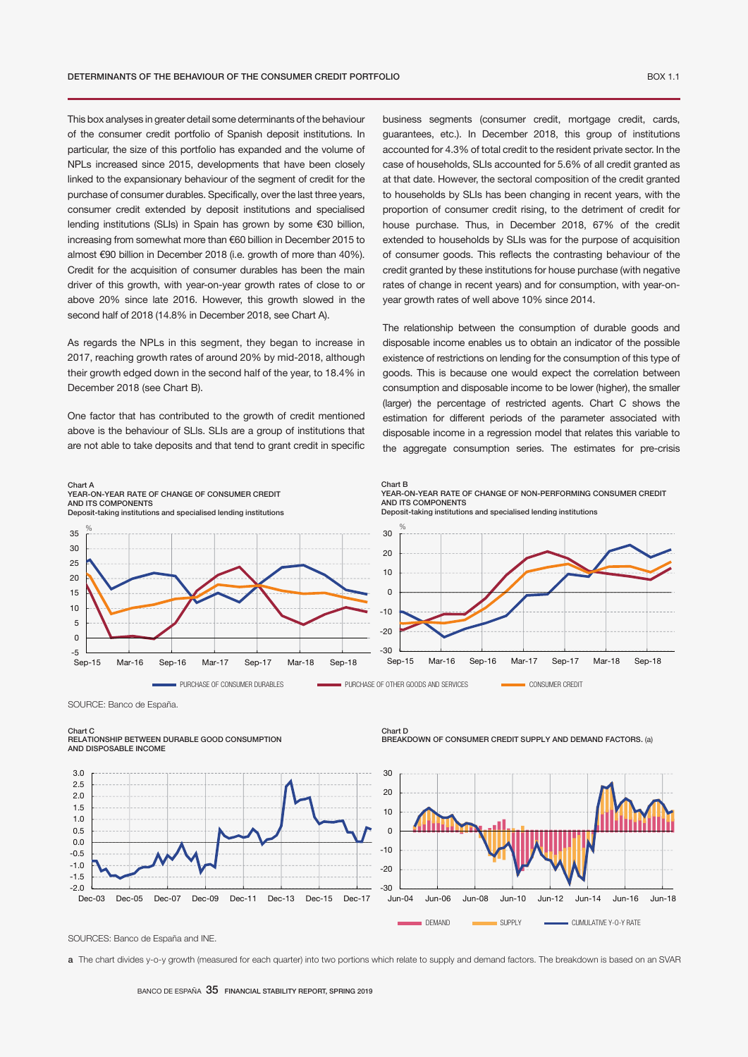## DETERMINANTS OF THE BEHAVIOUR OF THE CONSUMER CREDIT PORTFOLIO

BOX 1.1

This box analyses in greater detail some determinants of the behaviour of the consumer credit portfolio of Spanish deposit institutions. In particular, the size of this portfolio has expanded and the volume of NPLs increased since 2015, developments that have been closely linked to the expansionary behaviour of the segment of credit for the purchase of consumer durables. Specifically, over the last three years, consumer credit extended by deposit institutions and specialised lending institutions (SLIs) in Spain has grown by some €30 billion, increasing from somewhat more than €60 billion in December 2015 to almost €90 billion in December 2018 (i.e. growth of more than 40%). Credit for the acquisition of consumer durables has been the main driver of this growth, with year-on-year growth rates of close to or above 20% since late 2016. However, this growth slowed in the second half of 2018 (14.8% in December 2018, see Chart A).

As regards the NPLs in this segment, they began to increase in 2017, reaching growth rates of around 20% by mid-2018, although their growth edged down in the second half of the year, to 18.4% in December 2018 (see Chart B).

One factor that has contributed to the growth of credit mentioned above is the behaviour of SLIs. SLIs are a group of institutions that are not able to take deposits and that tend to grant credit in specific business segments (consumer credit, mortgage credit, cards, guarantees, etc.). In December 2018, this group of institutions accounted for 4.3% of total credit to the resident private sector. In the case of households, SLIs accounted for 5.6% of all credit granted as at that date. However, the sectoral composition of the credit granted to households by SLIs has been changing in recent years, with the proportion of consumer credit rising, to the detriment of credit for house purchase. Thus, in December 2018, 67% of the credit extended to households by SLIs was for the purpose of acquisition of consumer goods. This reflects the contrasting behaviour of the credit granted by these institutions for house purchase (with negative rates of change in recent years) and for consumption, with year-on-year growth rates of well above 10% since 2014.

The relationship between the consumption of durable goods and disposable income enables us to obtain an indicator of the possible existence of restrictions on lending for the consumption of this type of goods. This is because one would expect the correlation between consumption and disposable income to be lower (higher), the smaller (larger) the percentage of restricted agents. Chart C shows the estimation for different periods of the parameter associated with disposable income in a regression model that relates this variable to the aggregate consumption series. The estimates for pre-crisis

Chart A
YEAR-ON-YEAR RATE OF CHANGE OF CONSUMER CREDIT AND ITS COMPONENTS
Deposit-taking institutions and specialised lending institutions

Chart B
YEAR-ON-YEAR RATE OF CHANGE OF NON-PERFORMING CONSUMER CREDIT AND ITS COMPONENTS
Deposit-taking institutions and specialised lending institutions

PURCHASE OF CONSUMER DURABLES — PURCHASE OF OTHER GOODS AND SERVICES — CONSUMER CREDIT

SOURCE: Banco de España.

Chart C
RELATIONSHIP BETWEEN DURABLE GOOD CONSUMPTION AND DISPOSABLE INCOME

Chart D
BREAKDOWN OF CONSUMER CREDIT SUPPLY AND DEMAND FACTORS. (a)

DEMAND — SUPPLY — CUMULATIVE Y-O-Y RATE

SOURCES: Banco de España and INE.

a The chart divides y-o-y growth (measured for each quarter) into two portions which relate to supply and demand factors. The breakdown is based on an SVAR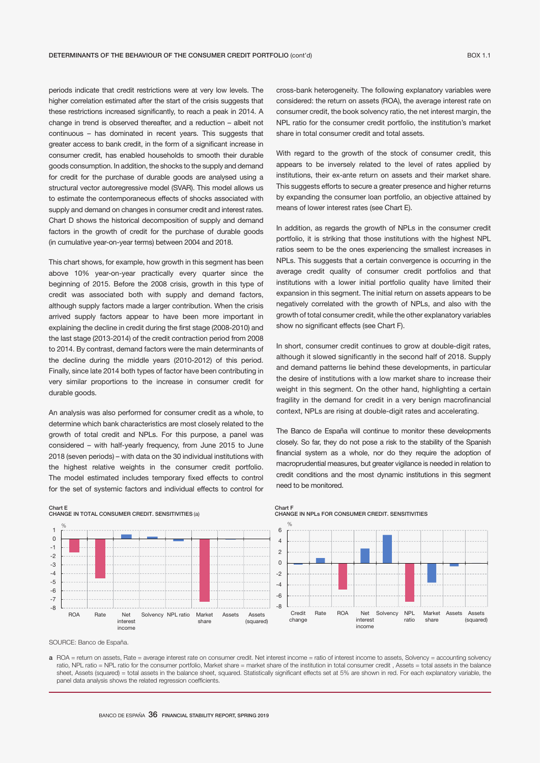periods indicate that credit restrictions were at very low levels. The higher correlation estimated after the start of the crisis suggests that these restrictions increased significantly, to reach a peak in 2014. A change in trend is observed thereafter, and a reduction – albeit not continuous – has dominated in recent years. This suggests that greater access to bank credit, in the form of a significant increase in consumer credit, has enabled households to smooth their durable goods consumption. In addition, the shocks to the supply and demand for credit for the purchase of durable goods are analysed using a structural vector autoregressive model (SVAR). This model allows us to estimate the contemporaneous effects of shocks associated with supply and demand on changes in consumer credit and interest rates. Chart D shows the historical decomposition of supply and demand factors in the growth of credit for the purchase of durable goods (in cumulative year-on-year terms) between 2004 and 2018.

This chart shows, for example, how growth in this segment has been above 10% year-on-year practically every quarter since the beginning of 2015. Before the 2008 crisis, growth in this type of credit was associated both with supply and demand factors, although supply factors made a larger contribution. When the crisis arrived supply factors appear to have been important in explaining the decline in credit during the first stage (2008-2010) and the last stage (2013-2014) of the credit contraction period from 2008 to 2014. By contrast, demand factors were the main determinants of the decline during the middle years (2010-2012) of this period. Finally, since late 2014 both types of factor have been contributing in very similar proportions to the increase in consumer credit for durable goods.

An analysis was also performed for consumer credit as a whole, to determine which bank characteristics are most closely related to the growth of total credit and NPLs. For this purpose, a panel was considered – with half-yearly frequency, from June 2015 to June 2018 (seven periods) – with data on the 30 individual institutions with the highest relative weights in the consumer credit portfolio. The model estimated includes temporary fixed effects to control for the set of systemic factors and individual effects to control for cross-bank heterogeneity. The following explanatory variables were considered: the return on assets (ROA), the average interest rate on consumer credit, the book solvency ratio, the net interest margin, the NPL ratio for the consumer credit portfolio, the institution's market share in total consumer credit and total assets.

With regard to the growth of the stock of consumer credit, this appears to be inversely related to the level of rates applied by institutions, their ex-ante return on assets and their market share. This suggests efforts to secure a greater presence and higher returns by expanding the consumer loan portfolio, an objective attained by means of lower interest rates (see Chart E).

In addition, as regards the growth of NPLs in the consumer credit portfolio, it is striking that those institutions with the highest NPL ratios seem to be the ones experiencing the smallest increases in NPLs. This suggests that a certain convergence is occurring in the average credit quality of consumer credit portfolios and that institutions with a lower initial portfolio quality have limited their expansion in this segment. The initial return on assets appears to be negatively correlated with the growth of NPLs, and also with the growth of total consumer credit, while the other explanatory variables show no significant effects (see Chart F).

In short, consumer credit continues to grow at double-digit rates, although it slowed significantly in the second half of 2018. Supply and demand patterns lie behind these developments, in particular the desire of institutions with a low market share to increase their weight in this segment. On the other hand, highlighting a certain fragility in the demand for credit in a very benign macrofinancial context, NPLs are rising at double-digit rates and accelerating.

The Banco de España will continue to monitor these developments closely. So far, they do not pose a risk to the stability of the Spanish financial system as a whole, nor do they require the adoption of macroprudential measures, but greater vigilance is needed in relation to credit conditions and the most dynamic institutions in this segment need to be monitored.

Chart E
CHANGE IN TOTAL CONSUMER CREDIT. SENSITIVITIES (a)

%
1
0
-1
-2
-3
-4
-5
-6
-7
-8

ROA
Rate
Net interest income
Solvency
NPL ratio
Market share
Assets
Assets (squared)

Chart F
CHANGE IN NPLs FOR CONSUMER CREDIT. SENSITIVITIES

%
6
4
2
0
-2
-4
-6
-8

Credit change
Rate
ROA
Net interest income
Solvency
NPL ratio
Market share
Assets
Assets (squared)

SOURCE: Banco de España.

a ROA = return on assets, Rate = average interest rate on consumer credit. Net interest income = ratio of interest income to assets, Solvency = accounting solvency ratio, NPL ratio = NPL ratio for the consumer portfolio, Market share = market share of the institution in total consumer credit , Assets = total assets in the balance sheet, Assets (squared) = total assets in the balance sheet, squared. Statistically significant effects set at 5% are shown in red. For each explanatory variable, the panel data analysis shows the related regression coefficients.